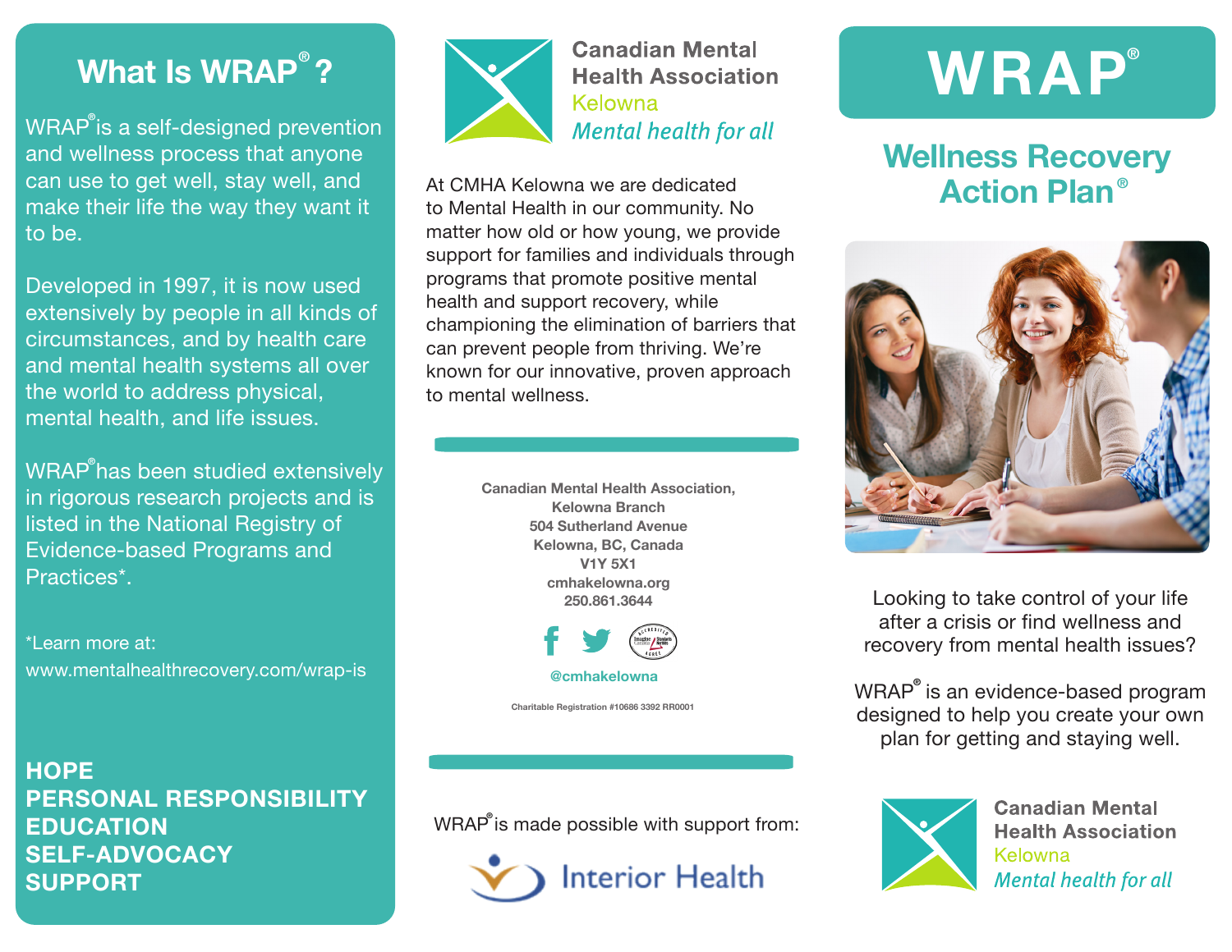# What Is WRAP®?

WRAP® is a self-designed prevention and wellness process that anyone can use to get well, stay well, and make their life the way they want it to be.

Developed in 1997, it is now used extensively by people in all kinds of circumstances, and by health care and mental health systems all over the world to address physical, mental health, and life issues.

WRAP® has been studied extensively in rigorous research projects and is listed in the National Registry of Evidence-based Programs and Practices*.

*Learn more at:
www.mentalhealthrecovery.com/wrap-is

**HOPE**
**PERSONAL RESPONSIBILITY**
**EDUCATION**
**SELF-ADVOCACY**
**SUPPORT**

Canadian Mental Health Association
Kelowna
*Mental health for all*

At CMHA Kelowna we are dedicated to Mental Health in our community. No matter how old or how young, we provide support for families and individuals through programs that promote positive mental health and support recovery, while championing the elimination of barriers that can prevent people from thriving. We're known for our innovative, proven approach to mental wellness.

**Canadian Mental Health Association,**
**Kelowna Branch**
**504 Sutherland Avenue**
**Kelowna, BC, Canada**
**V1Y 5X1**
**cmhakelowna.org**
**250.861.3644**

**@cmhakelowna**

Charitable Registration #10686 3392 RR0001

WRAP® is made possible with support from:

Interior Health

# WRAP®

## Wellness Recovery Action Plan®

Looking to take control of your life after a crisis or find wellness and recovery from mental health issues?

WRAP® is an evidence-based program designed to help you create your own plan for getting and staying well.

Canadian Mental Health Association
Kelowna
*Mental health for all*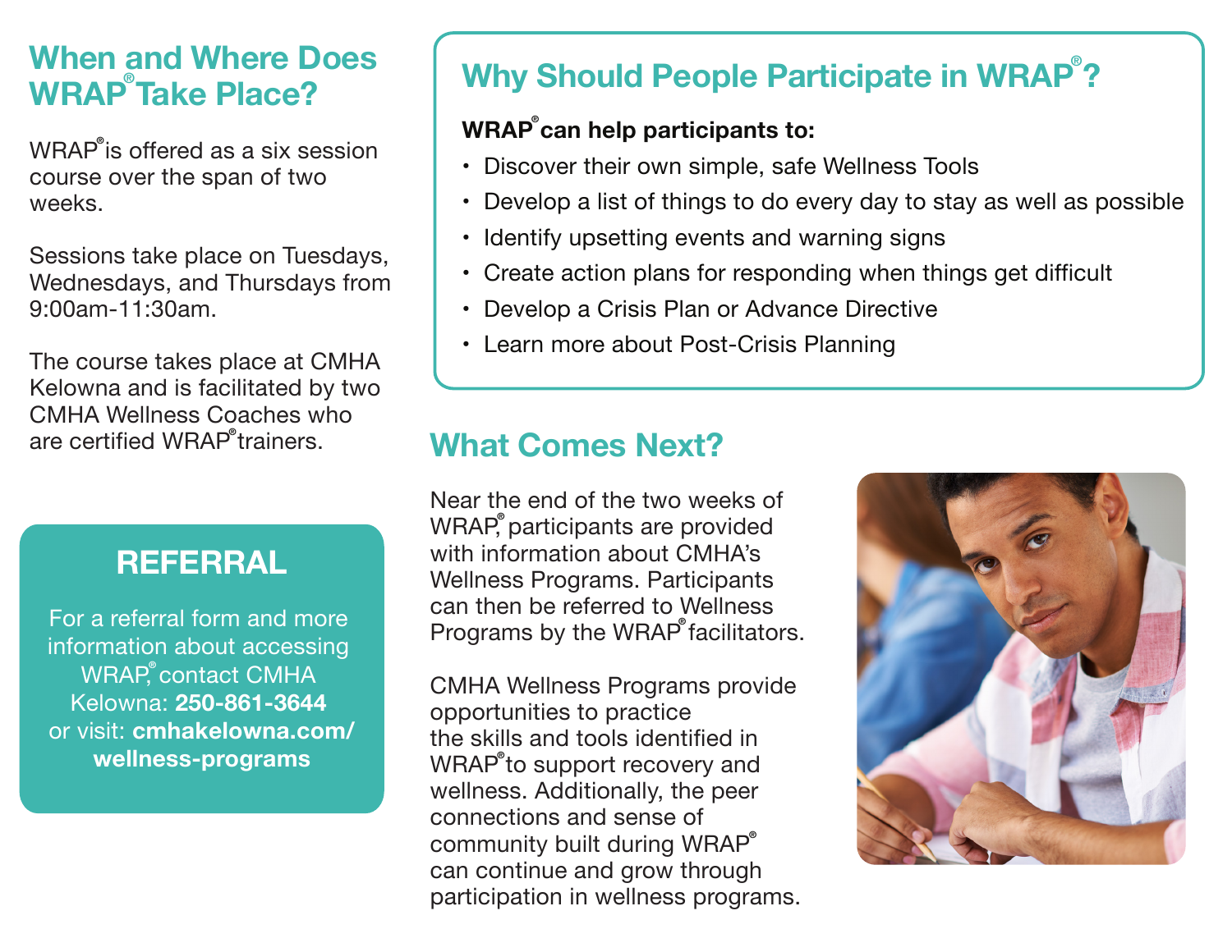## When and Where Does WRAP® Take Place?

WRAP® is offered as a six session course over the span of two weeks.

Sessions take place on Tuesdays, Wednesdays, and Thursdays from 9:00am-11:30am.

The course takes place at CMHA Kelowna and is facilitated by two CMHA Wellness Coaches who are certified WRAP® trainers.

## REFERRAL

For a referral form and more information about accessing WRAP®, contact CMHA Kelowna: **250-861-3644** or visit: **cmhakelowna.com/wellness-programs**

## Why Should People Participate in WRAP®?

**WRAP® can help participants to:**

- Discover their own simple, safe Wellness Tools
- Develop a list of things to do every day to stay as well as possible
- Identify upsetting events and warning signs
- Create action plans for responding when things get difficult
- Develop a Crisis Plan or Advance Directive
- Learn more about Post-Crisis Planning

## What Comes Next?

Near the end of the two weeks of WRAP®, participants are provided with information about CMHA's Wellness Programs. Participants can then be referred to Wellness Programs by the WRAP® facilitators.

CMHA Wellness Programs provide opportunities to practice the skills and tools identified in WRAP® to support recovery and wellness. Additionally, the peer connections and sense of community built during WRAP® can continue and grow through participation in wellness programs.